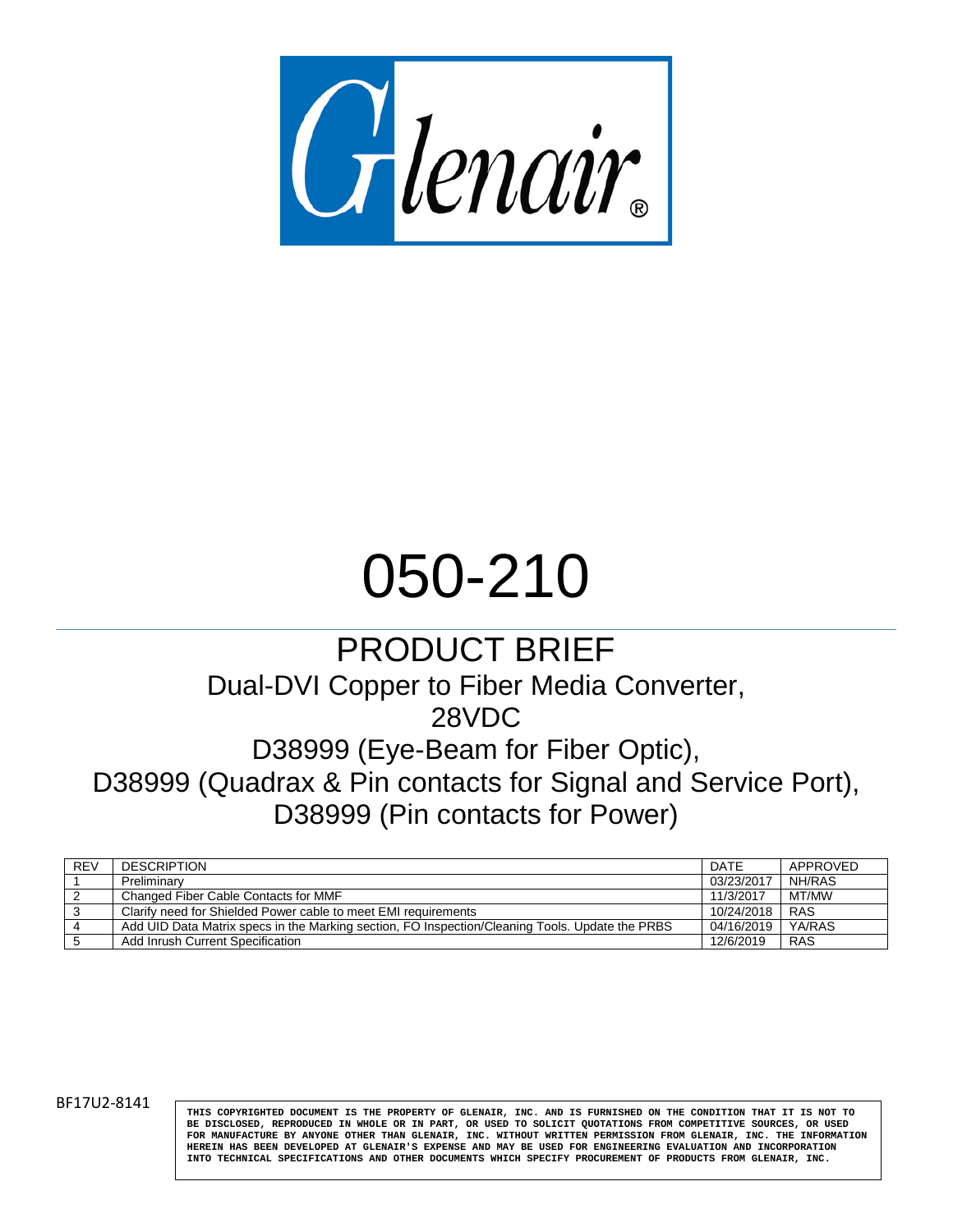Glenair®

# 050-210

## PRODUCT BRIEF

Dual-DVI Copper to Fiber Media Converter,
28VDC
D38999 (Eye-Beam for Fiber Optic),
D38999 (Quadrax & Pin contacts for Signal and Service Port),
D38999 (Pin contacts for Power)

| REV | DESCRIPTION | DATE | APPROVED |
|---|---|---|---|
| 1 | Preliminary | 03/23/2017 | NH/RAS |
| 2 | Changed Fiber Cable Contacts for MMF | 11/3/2017 | MT/MW |
| 3 | Clarify need for Shielded Power cable to meet EMI requirements | 10/24/2018 | RAS |
| 4 | Add UID Data Matrix specs in the Marking section, FO Inspection/Cleaning Tools. Update the PRBS | 04/16/2019 | YA/RAS |
| 5 | Add Inrush Current Specification | 12/6/2019 | RAS |

BF17U2-8141

THIS COPYRIGHTED DOCUMENT IS THE PROPERTY OF GLENAIR, INC. AND IS FURNISHED ON THE CONDITION THAT IT IS NOT TO BE DISCLOSED, REPRODUCED IN WHOLE OR IN PART, OR USED TO SOLICIT QUOTATIONS FROM COMPETITIVE SOURCES, OR USED FOR MANUFACTURE BY ANYONE OTHER THAN GLENAIR, INC. WITHOUT WRITTEN PERMISSION FROM GLENAIR, INC. THE INFORMATION HEREIN HAS BEEN DEVELOPED AT GLENAIR'S EXPENSE AND MAY BE USED FOR ENGINEERING EVALUATION AND INCORPORATION INTO TECHNICAL SPECIFICATIONS AND OTHER DOCUMENTS WHICH SPECIFY PROCUREMENT OF PRODUCTS FROM GLENAIR, INC.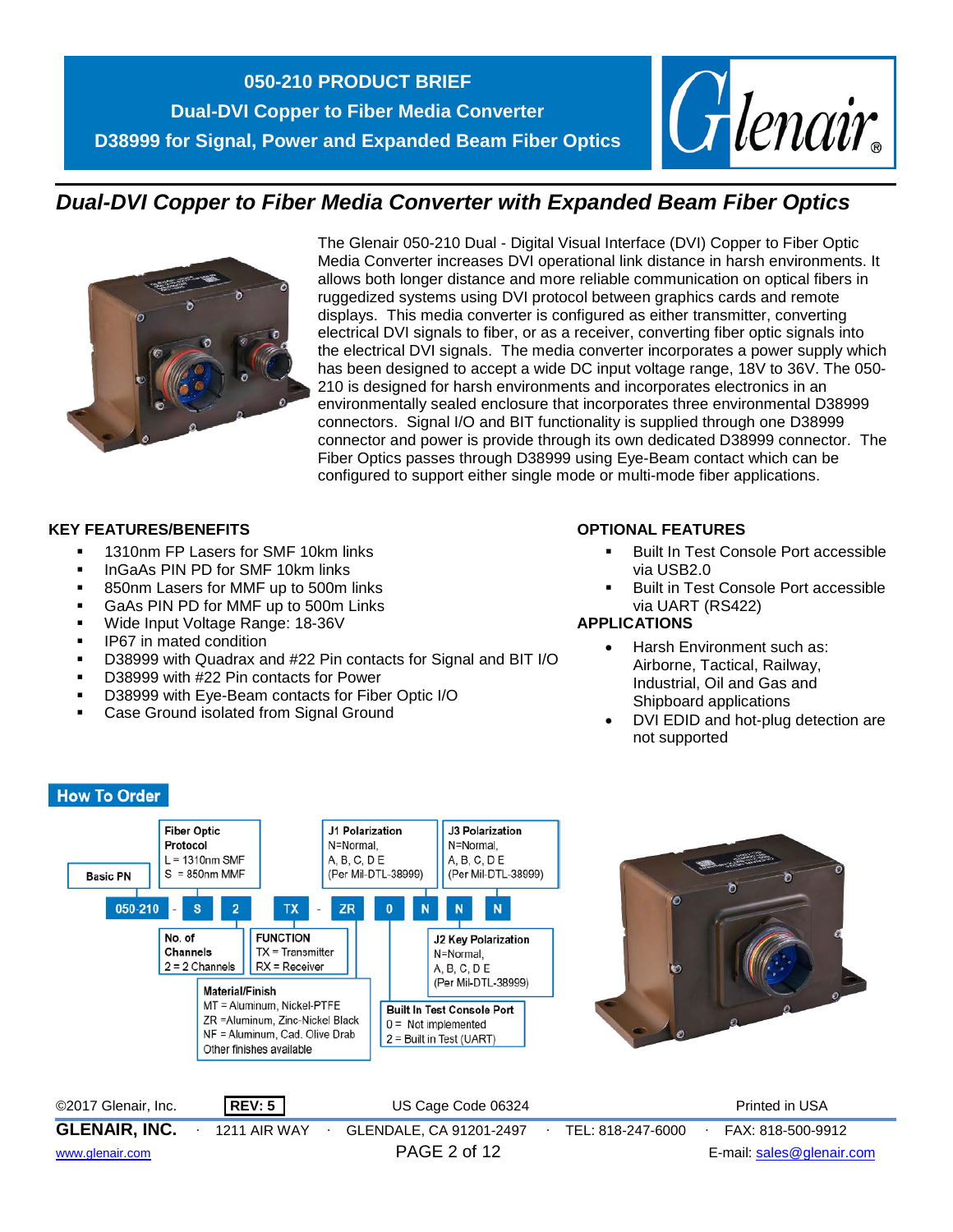# 050-210 PRODUCT BRIEF

## Dual-DVI Copper to Fiber Media Converter

## D38999 for Signal, Power and Expanded Beam Fiber Optics

Glenair®

## *Dual-DVI Copper to Fiber Media Converter with Expanded Beam Fiber Optics*

The Glenair 050-210 Dual - Digital Visual Interface (DVI) Copper to Fiber Optic Media Converter increases DVI operational link distance in harsh environments. It allows both longer distance and more reliable communication on optical fibers in ruggedized systems using DVI protocol between graphics cards and remote displays. This media converter is configured as either transmitter, converting electrical DVI signals to fiber, or as a receiver, converting fiber optic signals into the electrical DVI signals. The media converter incorporates a power supply which has been designed to accept a wide DC input voltage range, 18V to 36V. The 050-210 is designed for harsh environments and incorporates electronics in an environmentally sealed enclosure that incorporates three environmental D38999 connectors. Signal I/O and BIT functionality is supplied through one D38999 connector and power is provide through its own dedicated D38999 connector. The Fiber Optics passes through D38999 using Eye-Beam contact which can be configured to support either single mode or multi-mode fiber applications.

### KEY FEATURES/BENEFITS

- 1310nm FP Lasers for SMF 10km links
- InGaAs PIN PD for SMF 10km links
- 850nm Lasers for MMF up to 500m links
- GaAs PIN PD for MMF up to 500m Links
- Wide Input Voltage Range: 18-36V
- IP67 in mated condition
- D38999 with Quadrax and #22 Pin contacts for Signal and BIT I/O
- D38999 with #22 Pin contacts for Power
- D38999 with Eye-Beam contacts for Fiber Optic I/O
- Case Ground isolated from Signal Ground

### OPTIONAL FEATURES

- Built In Test Console Port accessible via USB2.0
- Built in Test Console Port accessible via UART (RS422)

### APPLICATIONS

- Harsh Environment such as: Airborne, Tactical, Railway, Industrial, Oil and Gas and Shipboard applications
- DVI EDID and hot-plug detection are not supported

### How To Order

050-210 - S 2 TX - ZR 0 N N N

| Field | Example | Options |
|---|---|---|
| Basic PN | 050-210 | |
| Fiber Optic Protocol | S | L = 1310nm SMF; S = 850nm MMF |
| No. of Channels | 2 | 2 = 2 Channels |
| FUNCTION | TX | TX = Transmitter; RX = Receiver |
| Material/Finish | ZR | MT = Aluminum, Nickel-PTFE; ZR = Aluminum, Zinc-Nickel Black; NF = Aluminum, Cad. Olive Drab; Other finishes available |
| Built In Test Console Port | 0 | 0 = Not implemented; 2 = Built in Test (UART) |
| J1 Polarization | N | N=Normal, A, B, C, D E (Per Mil-DTL-38999) |
| J2 Key Polarization | N | N=Normal, A, B, C, D E (Per Mil-DTL-38999) |
| J3 Polarization | N | N=Normal, A, B, C, D E (Per Mil-DTL-38999) |

©2017 Glenair, Inc. REV: 5 US Cage Code 06324 Printed in USA

GLENAIR, INC. · 1211 AIR WAY · GLENDALE, CA 91201-2497 · TEL: 818-247-6000 · FAX: 818-500-9912

www.glenair.com E-mail: sales@glenair.com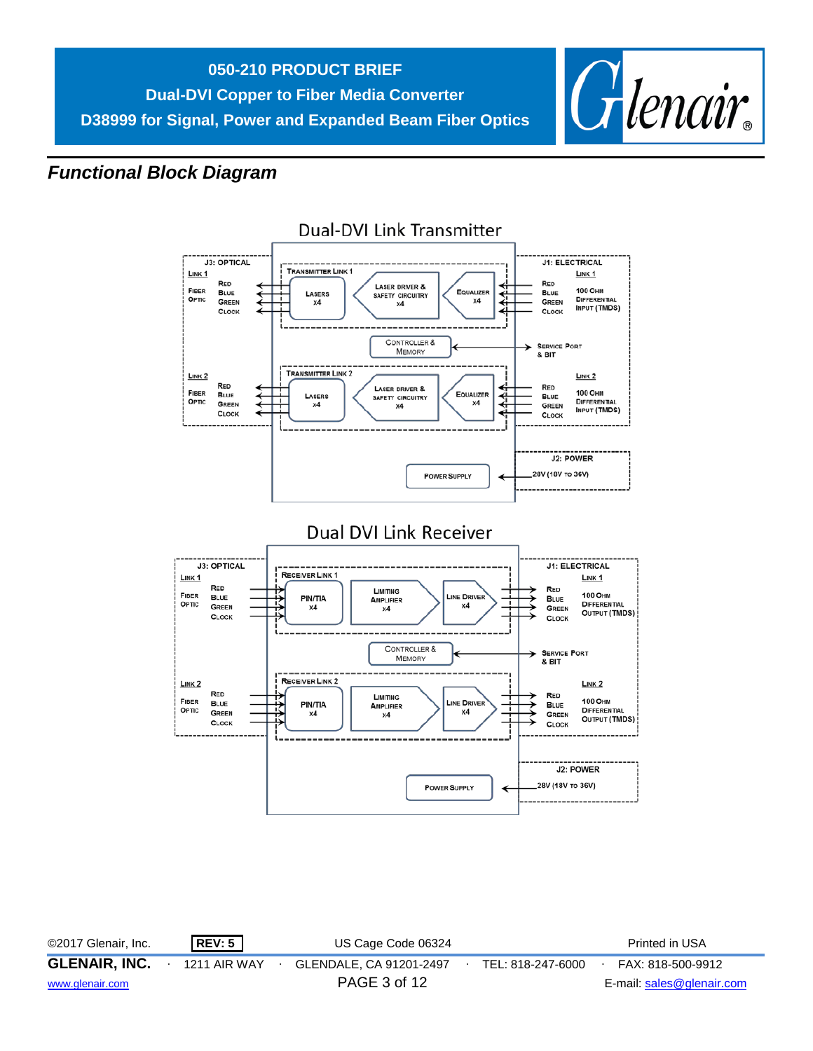## Functional Block Diagram

### Dual-DVI Link Transmitter

J3: OPTICAL

Link 1 — Fiber Optic: Red, Blue, Green, Clock

Link 2 — Fiber Optic: Red, Blue, Green, Clock

Transmitter Link 1: Lasers x4 — Laser Driver & Safety Circuitry x4 — Equalizer x4

Controller & Memory

Transmitter Link 2: Lasers x4 — Laser Driver & Safety Circuitry x4 — Equalizer x4

Power Supply

J1: ELECTRICAL

Link 1 — Red, Blue, Green, Clock — 100 Ohm Differential Input (TMDS)

Service Port & BIT

Link 2 — Red, Blue, Green, Clock — 100 Ohm Differential Input (TMDS)

J2: POWER

28V (18V to 36V)

### Dual DVI Link Receiver

J3: OPTICAL

Link 1 — Fiber Optic: Red, Blue, Green, Clock

Link 2 — Fiber Optic: Red, Blue, Green, Clock

Receiver Link 1: PIN/TIA x4 — Limiting Amplifier x4 — Line Driver x4

Controller & Memory

Receiver Link 2: PIN/TIA x4 — Limiting Amplifier x4 — Line Driver x4

Power Supply

J1: ELECTRICAL

Link 1 — Red, Blue, Green, Clock — 100 Ohm Differential Output (TMDS)

Service Port & BIT

Link 2 — Red, Blue, Green, Clock — 100 Ohm Differential Output (TMDS)

J2: POWER

28V (18V to 36V)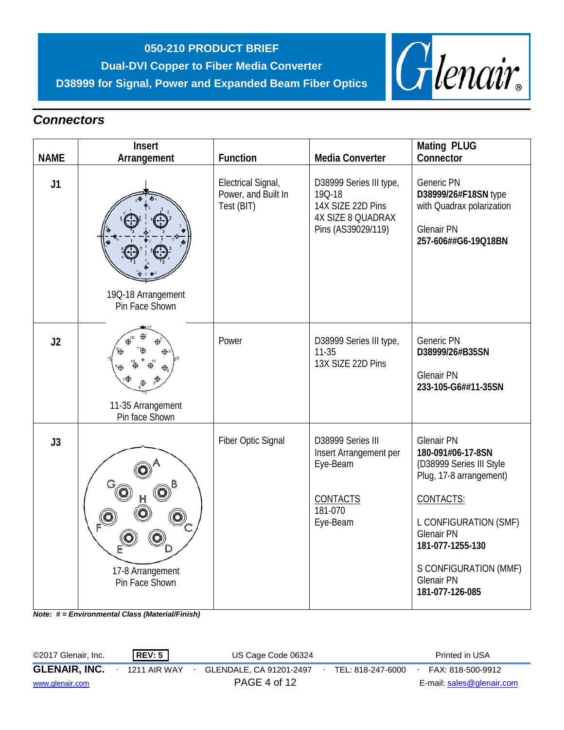## Connectors

| NAME | Insert Arrangement | Function | Media Converter | Mating PLUG Connector |
|---|---|---|---|---|
| **J1** | 19Q-18 Arrangement<br>Pin Face Shown | Electrical Signal, Power, and Built In Test (BIT) | D38999 Series III type, 19Q-18<br>14X SIZE 22D Pins<br>4X SIZE 8 QUADRAX Pins (AS39029/119) | Generic PN<br>**D38999/26#F18SN** type with Quadrax polarization<br><br>Glenair PN<br>**257-606##G6-19Q18BN** |
| **J2** | 11-35 Arrangement<br>Pin face Shown | Power | D38999 Series III type, 11-35<br>13X SIZE 22D Pins | Generic PN<br>**D38999/26#B35SN**<br><br>Glenair PN<br>**233-105-G6##11-35SN** |
| **J3** | 17-8 Arrangement<br>Pin Face Shown | Fiber Optic Signal | D38999 Series III Insert Arrangement per Eye-Beam<br><br>CONTACTS<br>181-070<br>Eye-Beam | Glenair PN<br>**180-091#06-17-8SN**<br>(D38999 Series III Style Plug, 17-8 arrangement)<br><br>CONTACTS:<br><br>L CONFIGURATION (SMF)<br>Glenair PN<br>**181-077-1255-130**<br><br>S CONFIGURATION (MMF)<br>Glenair PN<br>**181-077-126-085** |

***Note: # = Environmental Class (Material/Finish)***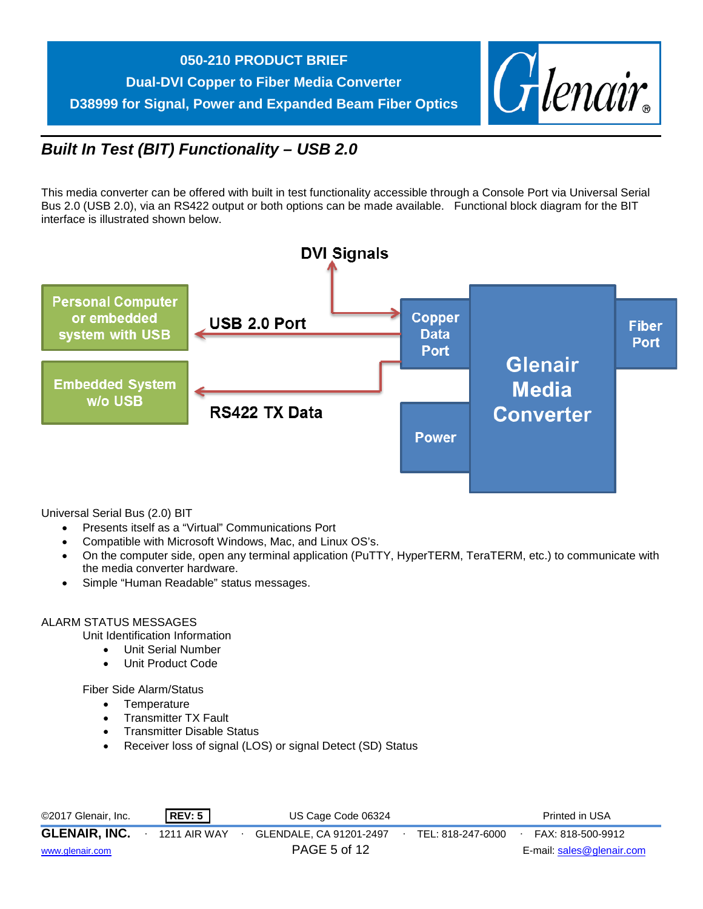## Built In Test (BIT) Functionality – USB 2.0

This media converter can be offered with built in test functionality accessible through a Console Port via Universal Serial Bus 2.0 (USB 2.0), via an RS422 output or both options can be made available. Functional block diagram for the BIT interface is illustrated shown below.

DVI Signals

Personal Computer or embedded system with USB

USB 2.0 Port

Embedded System w/o USB

RS422 TX Data

Copper Data Port

Power

Glenair Media Converter

Fiber Port

Universal Serial Bus (2.0) BIT

- Presents itself as a "Virtual" Communications Port
- Compatible with Microsoft Windows, Mac, and Linux OS's.
- On the computer side, open any terminal application (PuTTY, HyperTERM, TeraTERM, etc.) to communicate with the media converter hardware.
- Simple "Human Readable" status messages.

ALARM STATUS MESSAGES

Unit Identification Information

- Unit Serial Number
- Unit Product Code

Fiber Side Alarm/Status

- Temperature
- Transmitter TX Fault
- Transmitter Disable Status
- Receiver loss of signal (LOS) or signal Detect (SD) Status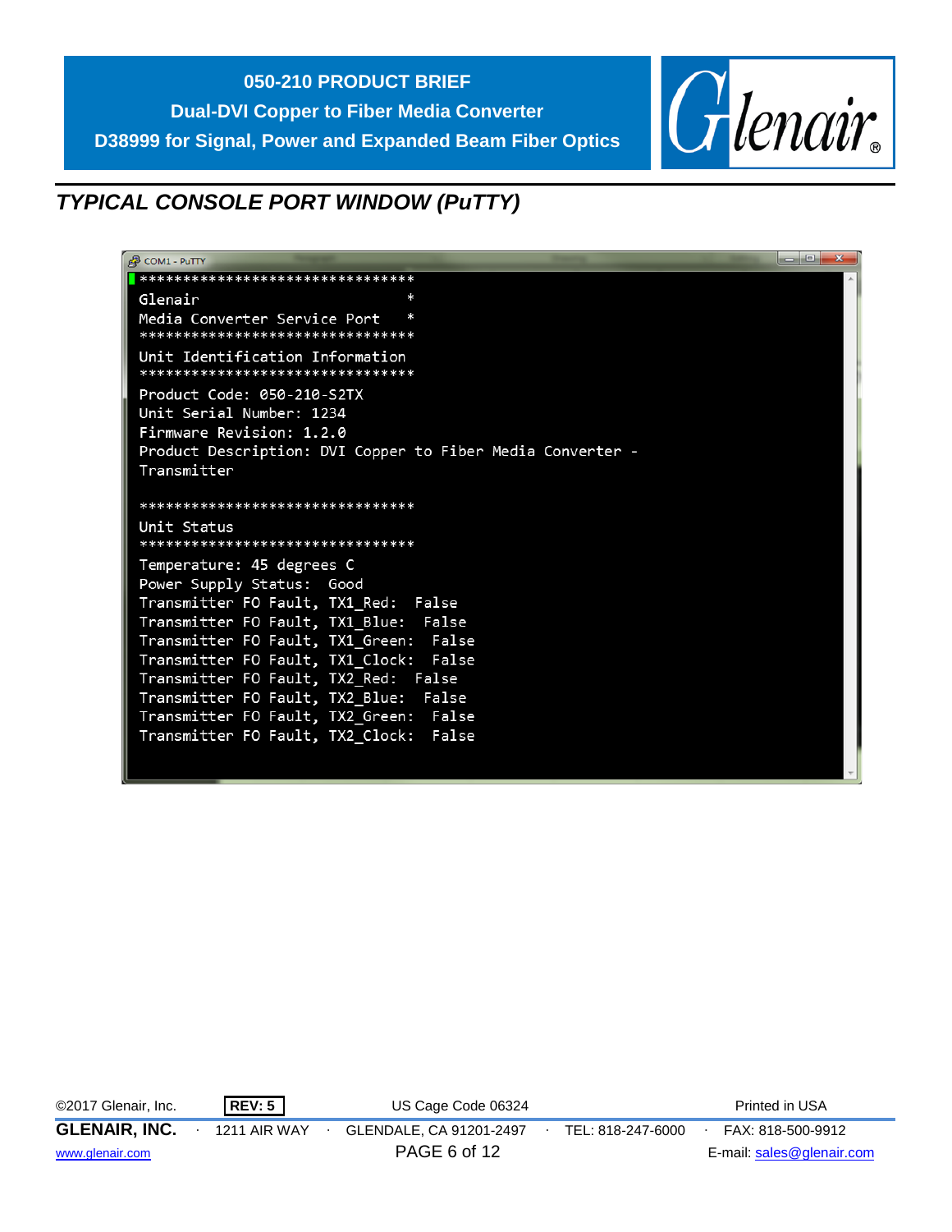## TYPICAL CONSOLE PORT WINDOW (PuTTY)

```
COM1 - PuTTY
*********************************
Glenair                         *
Media Converter Service Port    *
*********************************
Unit Identification Information
*********************************
Product Code: 050-210-S2TX
Unit Serial Number: 1234
Firmware Revision: 1.2.0
Product Description: DVI Copper to Fiber Media Converter -
Transmitter

*********************************
Unit Status
*********************************
Temperature: 45 degrees C
Power Supply Status:  Good
Transmitter FO Fault, TX1_Red:  False
Transmitter FO Fault, TX1_Blue:  False
Transmitter FO Fault, TX1_Green:  False
Transmitter FO Fault, TX1_Clock:  False
Transmitter FO Fault, TX2_Red:  False
Transmitter FO Fault, TX2_Blue:  False
Transmitter FO Fault, TX2_Green:  False
Transmitter FO Fault, TX2_Clock:  False
```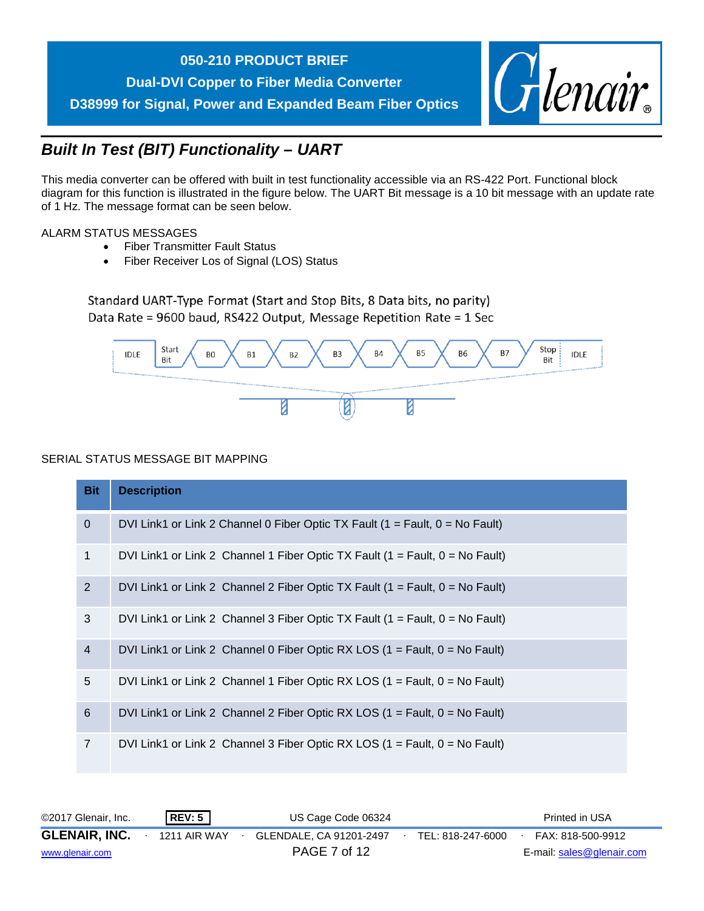## Built In Test (BIT) Functionality – UART

This media converter can be offered with built in test functionality accessible via an RS-422 Port. Functional block diagram for this function is illustrated in the figure below. The UART Bit message is a 10 bit message with an update rate of 1 Hz. The message format can be seen below.

ALARM STATUS MESSAGES

- Fiber Transmitter Fault Status
- Fiber Receiver Los of Signal (LOS) Status

Standard UART-Type Format (Start and Stop Bits, 8 Data bits, no parity)
Data Rate = 9600 baud, RS422 Output, Message Repetition Rate = 1 Sec

IDLE | Start Bit | B0 | B1 | B2 | B3 | B4 | B5 | B6 | B7 | Stop Bit | IDLE

SERIAL STATUS MESSAGE BIT MAPPING

| Bit | Description |
|---|---|
| 0 | DVI Link1 or Link 2 Channel 0 Fiber Optic TX Fault (1 = Fault, 0 = No Fault) |
| 1 | DVI Link1 or Link 2 Channel 1 Fiber Optic TX Fault (1 = Fault, 0 = No Fault) |
| 2 | DVI Link1 or Link 2 Channel 2 Fiber Optic TX Fault (1 = Fault, 0 = No Fault) |
| 3 | DVI Link1 or Link 2 Channel 3 Fiber Optic TX Fault (1 = Fault, 0 = No Fault) |
| 4 | DVI Link1 or Link 2 Channel 0 Fiber Optic RX LOS (1 = Fault, 0 = No Fault) |
| 5 | DVI Link1 or Link 2 Channel 1 Fiber Optic RX LOS (1 = Fault, 0 = No Fault) |
| 6 | DVI Link1 or Link 2 Channel 2 Fiber Optic RX LOS (1 = Fault, 0 = No Fault) |
| 7 | DVI Link1 or Link 2 Channel 3 Fiber Optic RX LOS (1 = Fault, 0 = No Fault) |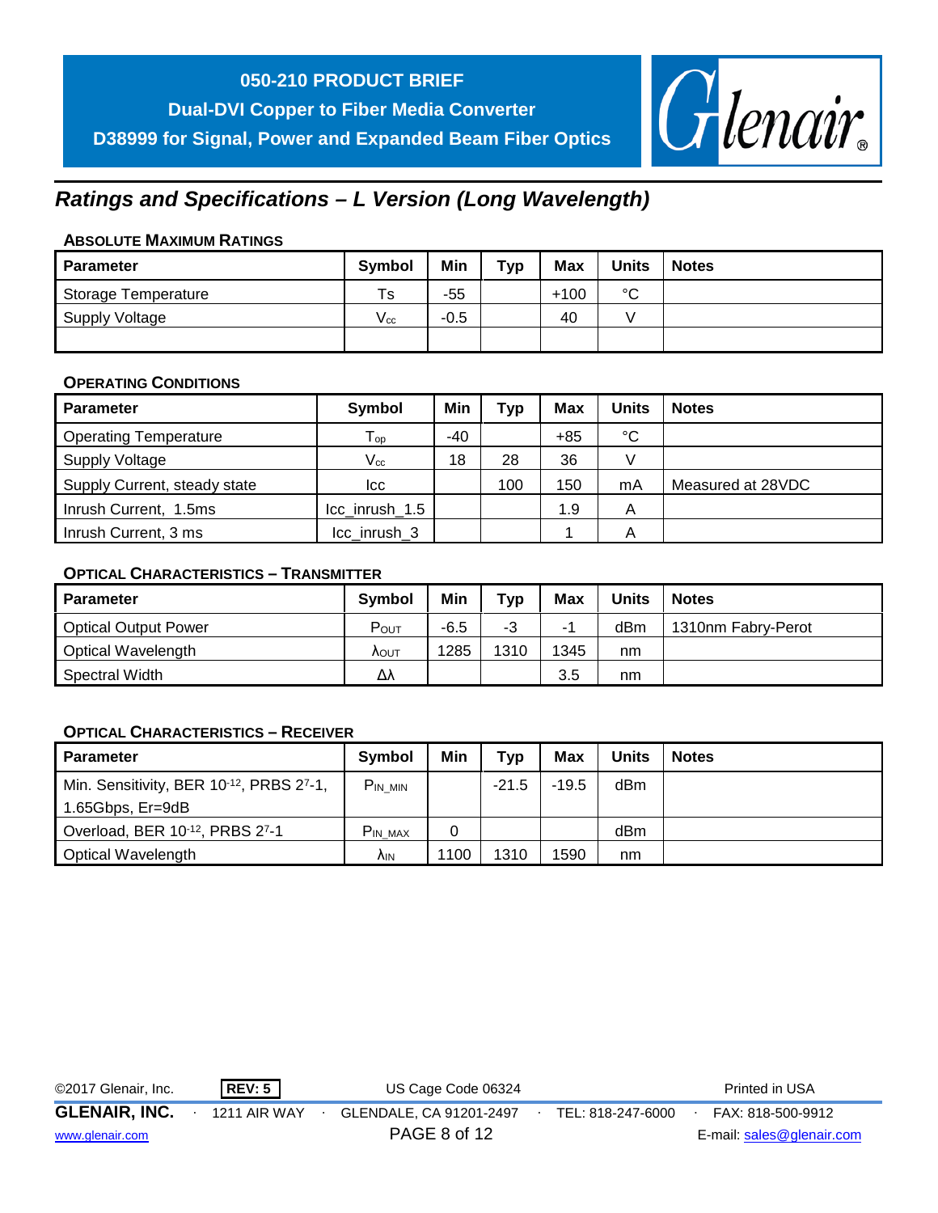## Ratings and Specifications – L Version (Long Wavelength)

### Absolute Maximum Ratings

| Parameter | Symbol | Min | Typ | Max | Units | Notes |
|---|---|---|---|---|---|---|
| Storage Temperature | Ts | -55 | | +100 | °C | |
| Supply Voltage | $V_{cc}$ | -0.5 | | 40 | V | |
| | | | | | | |

### Operating Conditions

| Parameter | Symbol | Min | Typ | Max | Units | Notes |
|---|---|---|---|---|---|---|
| Operating Temperature | $T_{op}$ | -40 | | +85 | °C | |
| Supply Voltage | $V_{cc}$ | 18 | 28 | 36 | V | |
| Supply Current, steady state | Icc | | 100 | 150 | mA | Measured at 28VDC |
| Inrush Current, 1.5ms | Icc_inrush_1.5 | | | 1.9 | A | |
| Inrush Current, 3 ms | Icc_inrush_3 | | | 1 | A | |

### Optical Characteristics – Transmitter

| Parameter | Symbol | Min | Typ | Max | Units | Notes |
|---|---|---|---|---|---|---|
| Optical Output Power | $P_{OUT}$ | -6.5 | -3 | -1 | dBm | 1310nm Fabry-Perot |
| Optical Wavelength | $\lambda_{OUT}$ | 1285 | 1310 | 1345 | nm | |
| Spectral Width | $\Delta\lambda$ | | | 3.5 | nm | |

### Optical Characteristics – Receiver

| Parameter | Symbol | Min | Typ | Max | Units | Notes |
|---|---|---|---|---|---|---|
| Min. Sensitivity, BER $10^{-12}$, PRBS $2^7$-1, 1.65Gbps, Er=9dB | $P_{IN\_MIN}$ | | -21.5 | -19.5 | dBm | |
| Overload, BER $10^{-12}$, PRBS $2^7$-1 | $P_{IN\_MAX}$ | 0 | | | dBm | |
| Optical Wavelength | $\lambda_{IN}$ | 1100 | 1310 | 1590 | nm | |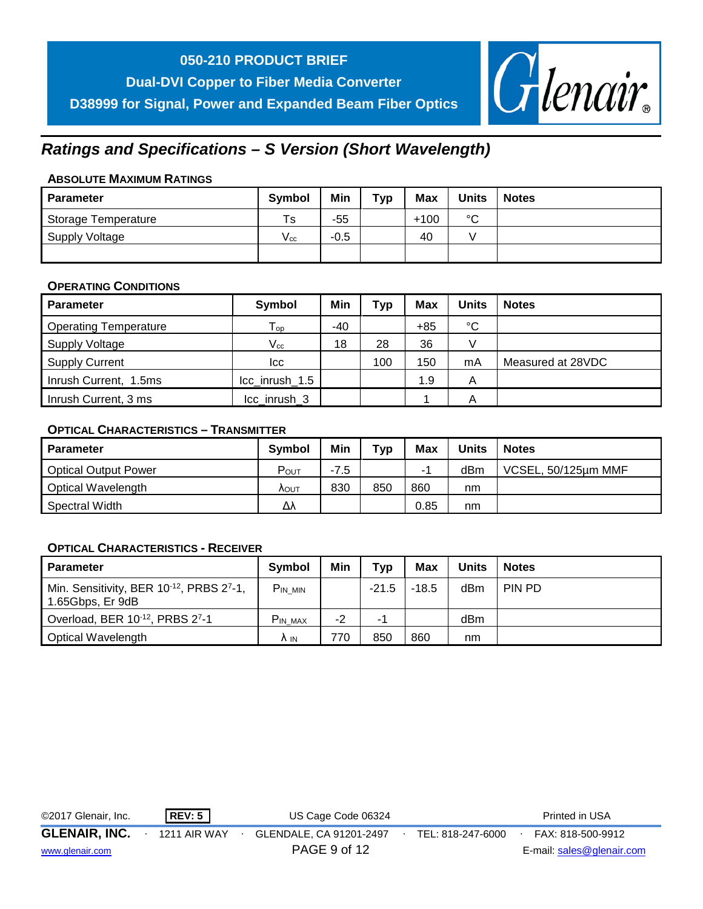## Ratings and Specifications – S Version (Short Wavelength)

### ABSOLUTE MAXIMUM RATINGS

| Parameter | Symbol | Min | Typ | Max | Units | Notes |
|---|---|---|---|---|---|---|
| Storage Temperature | Ts | -55 | | +100 | °C | |
| Supply Voltage | $V_{cc}$ | -0.5 | | 40 | V | |
| | | | | | | |

### OPERATING CONDITIONS

| Parameter | Symbol | Min | Typ | Max | Units | Notes |
|---|---|---|---|---|---|---|
| Operating Temperature | $T_{op}$ | -40 | | +85 | °C | |
| Supply Voltage | $V_{cc}$ | 18 | 28 | 36 | V | |
| Supply Current | Icc | | 100 | 150 | mA | Measured at 28VDC |
| Inrush Current, 1.5ms | Icc_inrush_1.5 | | | 1.9 | A | |
| Inrush Current, 3 ms | Icc_inrush_3 | | | 1 | A | |

### OPTICAL CHARACTERISTICS – TRANSMITTER

| Parameter | Symbol | Min | Typ | Max | Units | Notes |
|---|---|---|---|---|---|---|
| Optical Output Power | $P_{OUT}$ | -7.5 | | -1 | dBm | VCSEL, 50/125µm MMF |
| Optical Wavelength | $\lambda_{OUT}$ | 830 | 850 | 860 | nm | |
| Spectral Width | $\Delta\lambda$ | | | 0.85 | nm | |

### OPTICAL CHARACTERISTICS - RECEIVER

| Parameter | Symbol | Min | Typ | Max | Units | Notes |
|---|---|---|---|---|---|---|
| Min. Sensitivity, BER $10^{-12}$, PRBS $2^{7}$-1, 1.65Gbps, Er 9dB | $P_{IN\_MIN}$ | | -21.5 | -18.5 | dBm | PIN PD |
| Overload, BER $10^{-12}$, PRBS $2^{7}$-1 | $P_{IN\_MAX}$ | -2 | -1 | | dBm | |
| Optical Wavelength | $\lambda_{IN}$ | 770 | 850 | 860 | nm | |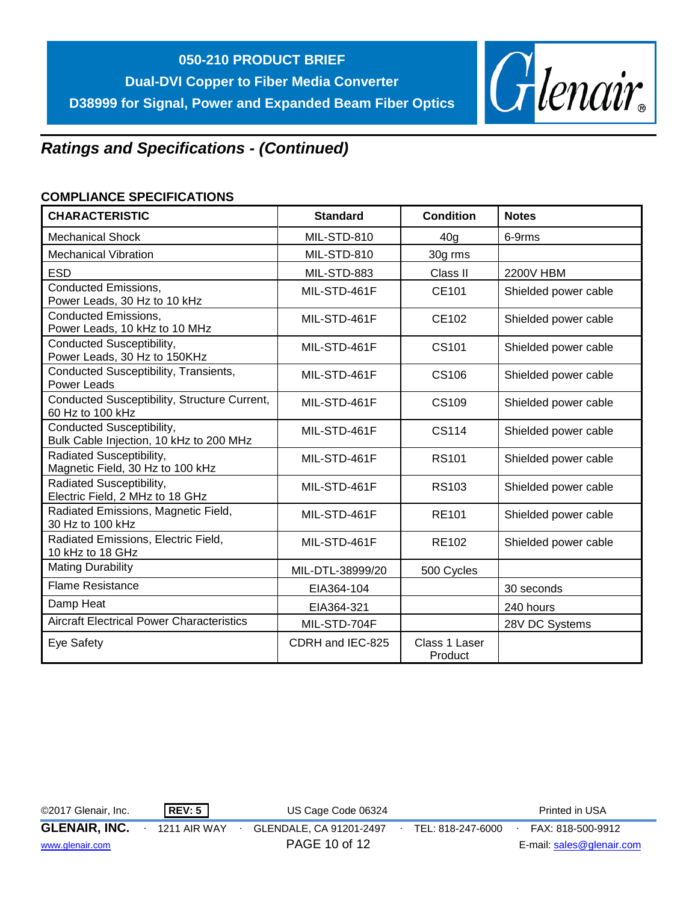## Ratings and Specifications - (Continued)

### COMPLIANCE SPECIFICATIONS

| CHARACTERISTIC | Standard | Condition | Notes |
|---|---|---|---|
| Mechanical Shock | MIL-STD-810 | 40g | 6-9rms |
| Mechanical Vibration | MIL-STD-810 | 30g rms | |
| ESD | MIL-STD-883 | Class II | 2200V HBM |
| Conducted Emissions, Power Leads, 30 Hz to 10 kHz | MIL-STD-461F | CE101 | Shielded power cable |
| Conducted Emissions, Power Leads, 10 kHz to 10 MHz | MIL-STD-461F | CE102 | Shielded power cable |
| Conducted Susceptibility, Power Leads, 30 Hz to 150KHz | MIL-STD-461F | CS101 | Shielded power cable |
| Conducted Susceptibility, Transients, Power Leads | MIL-STD-461F | CS106 | Shielded power cable |
| Conducted Susceptibility, Structure Current, 60 Hz to 100 kHz | MIL-STD-461F | CS109 | Shielded power cable |
| Conducted Susceptibility, Bulk Cable Injection, 10 kHz to 200 MHz | MIL-STD-461F | CS114 | Shielded power cable |
| Radiated Susceptibility, Magnetic Field, 30 Hz to 100 kHz | MIL-STD-461F | RS101 | Shielded power cable |
| Radiated Susceptibility, Electric Field, 2 MHz to 18 GHz | MIL-STD-461F | RS103 | Shielded power cable |
| Radiated Emissions, Magnetic Field, 30 Hz to 100 kHz | MIL-STD-461F | RE101 | Shielded power cable |
| Radiated Emissions, Electric Field, 10 kHz to 18 GHz | MIL-STD-461F | RE102 | Shielded power cable |
| Mating Durability | MIL-DTL-38999/20 | 500 Cycles | |
| Flame Resistance | EIA364-104 | | 30 seconds |
| Damp Heat | EIA364-321 | | 240 hours |
| Aircraft Electrical Power Characteristics | MIL-STD-704F | | 28V DC Systems |
| Eye Safety | CDRH and IEC-825 | Class 1 Laser Product | |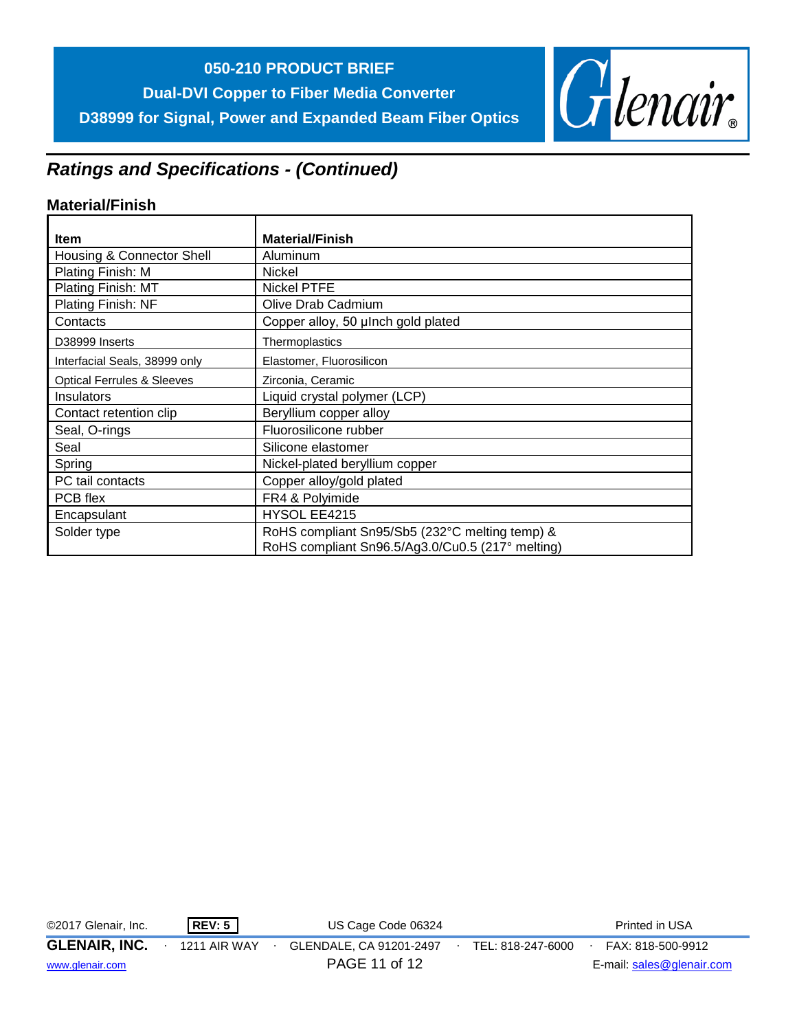## Ratings and Specifications - (Continued)

### Material/Finish

| Item | Material/Finish |
|---|---|
| Housing & Connector Shell | Aluminum |
| Plating Finish: M | Nickel |
| Plating Finish: MT | Nickel PTFE |
| Plating Finish: NF | Olive Drab Cadmium |
| Contacts | Copper alloy, 50 µInch gold plated |
| D38999 Inserts | Thermoplastics |
| Interfacial Seals, 38999 only | Elastomer, Fluorosilicon |
| Optical Ferrules & Sleeves | Zirconia, Ceramic |
| Insulators | Liquid crystal polymer (LCP) |
| Contact retention clip | Beryllium copper alloy |
| Seal, O-rings | Fluorosilicone rubber |
| Seal | Silicone elastomer |
| Spring | Nickel-plated beryllium copper |
| PC tail contacts | Copper alloy/gold plated |
| PCB flex | FR4 & Polyimide |
| Encapsulant | HYSOL EE4215 |
| Solder type | RoHS compliant Sn95/Sb5 (232°C melting temp) & RoHS compliant Sn96.5/Ag3.0/Cu0.5 (217° melting) |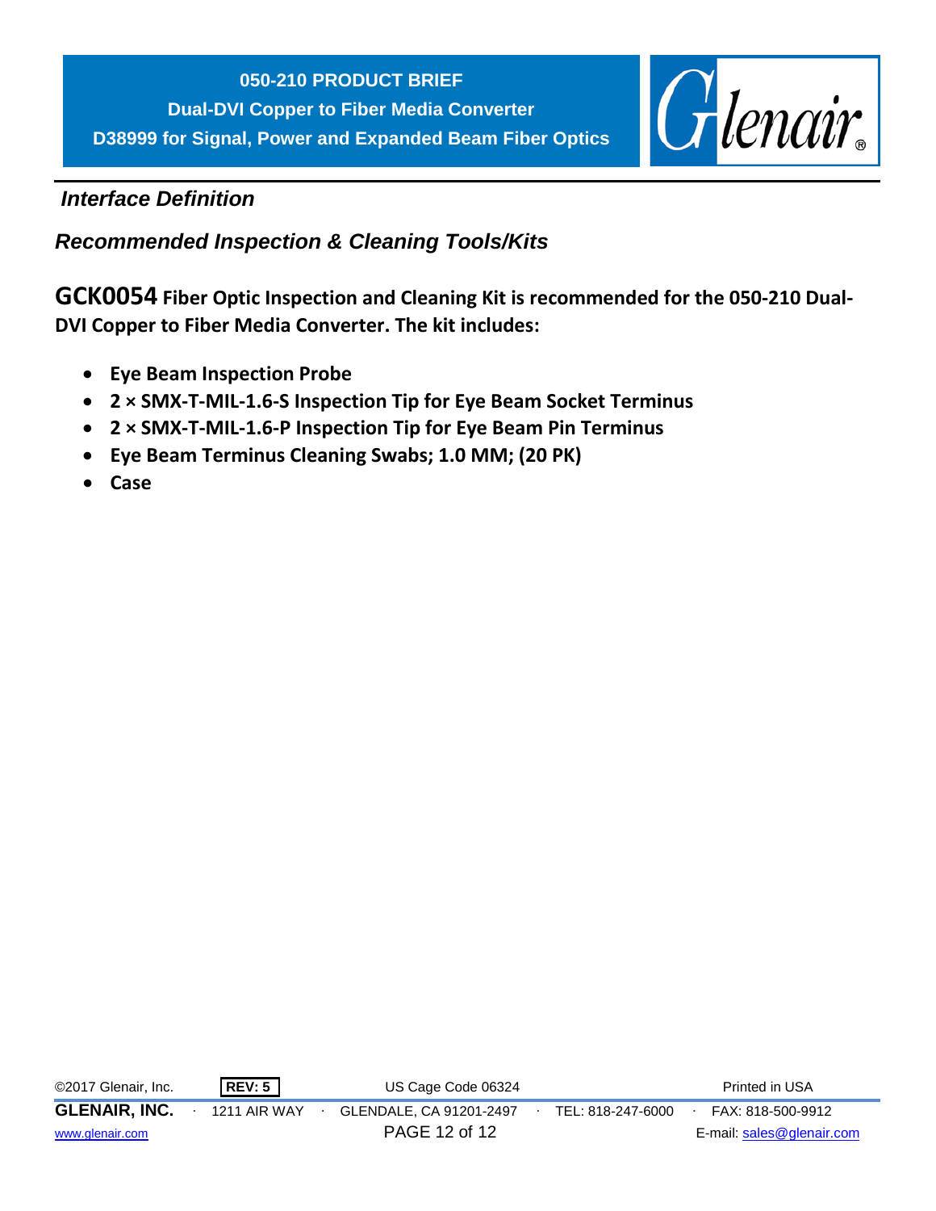*Interface Definition*

## *Recommended Inspection & Cleaning Tools/Kits*

**GCK0054 Fiber Optic Inspection and Cleaning Kit is recommended for the 050-210 Dual-DVI Copper to Fiber Media Converter. The kit includes:**

- **Eye Beam Inspection Probe**
- **2 × SMX-T-MIL-1.6-S Inspection Tip for Eye Beam Socket Terminus**
- **2 × SMX-T-MIL-1.6-P Inspection Tip for Eye Beam Pin Terminus**
- **Eye Beam Terminus Cleaning Swabs; 1.0 MM; (20 PK)**
- **Case**